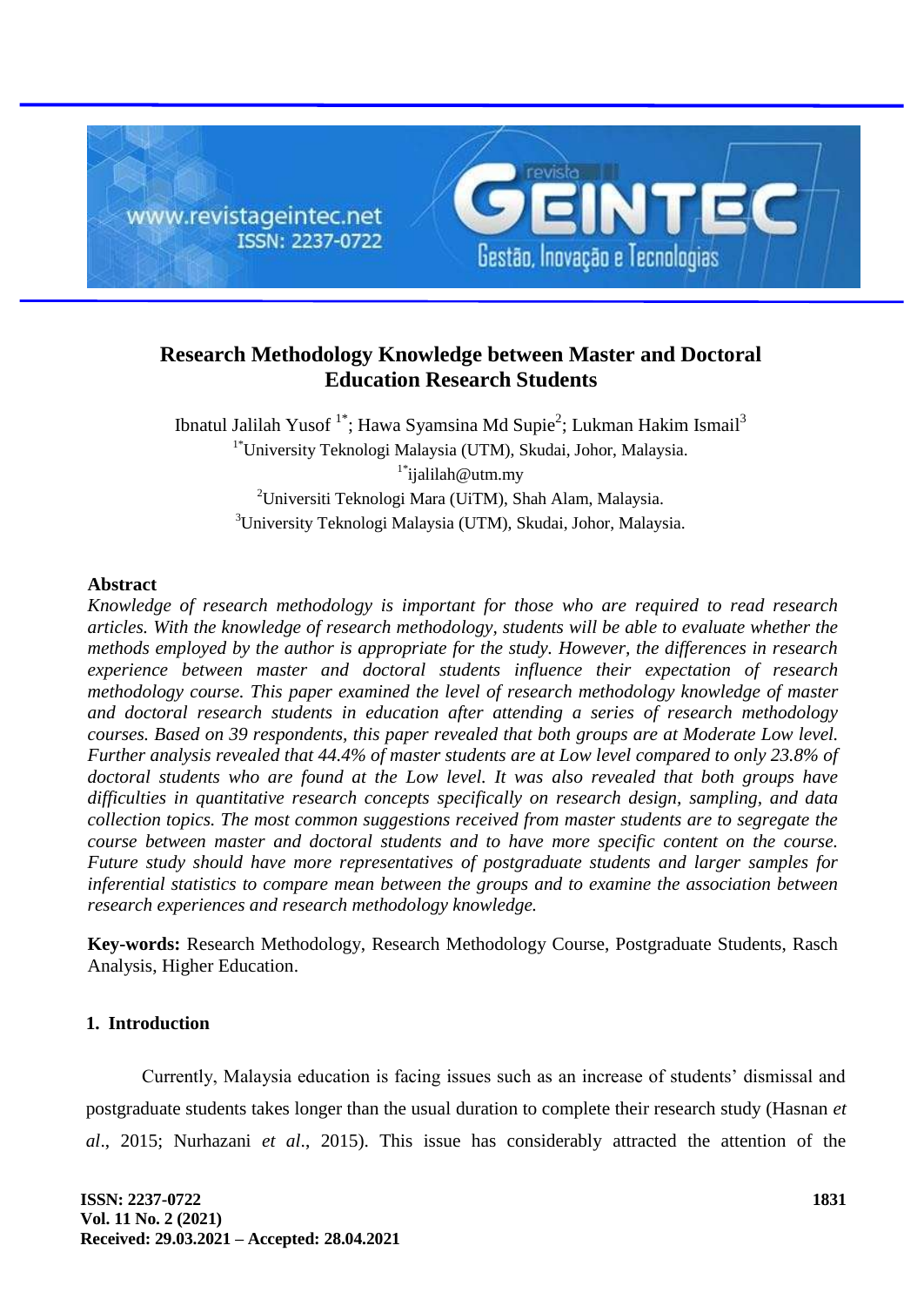# Research Methodology Knowledge between Master and Doctoral Education Research Students

Ibnatul Jalilah Yusof [1*]; Hawa Syamsina Md Supie[2]; Lukman Hakim Ismail[3]

[1*]University Teknologi Malaysia (UTM), Skudai, Johor, Malaysia.

[1*]ijalilah@utm.my

[2]Universiti Teknologi Mara (UiTM), Shah Alam, Malaysia.

[3]University Teknologi Malaysia (UTM), Skudai, Johor, Malaysia.

## Abstract

*Knowledge of research methodology is important for those who are required to read research articles. With the knowledge of research methodology, students will be able to evaluate whether the methods employed by the author is appropriate for the study. However, the differences in research experience between master and doctoral students influence their expectation of research methodology course. This paper examined the level of research methodology knowledge of master and doctoral research students in education after attending a series of research methodology courses. Based on 39 respondents, this paper revealed that both groups are at Moderate Low level. Further analysis revealed that 44.4% of master students are at Low level compared to only 23.8% of doctoral students who are found at the Low level. It was also revealed that both groups have difficulties in quantitative research concepts specifically on research design, sampling, and data collection topics. The most common suggestions received from master students are to segregate the course between master and doctoral students and to have more specific content on the course. Future study should have more representatives of postgraduate students and larger samples for inferential statistics to compare mean between the groups and to examine the association between research experiences and research methodology knowledge.*

**Key-words:** Research Methodology, Research Methodology Course, Postgraduate Students, Rasch Analysis, Higher Education.

## 1. Introduction

Currently, Malaysia education is facing issues such as an increase of students' dismissal and postgraduate students takes longer than the usual duration to complete their research study (Hasnan *et al*., 2015; Nurhazani *et al*., 2015). This issue has considerably attracted the attention of the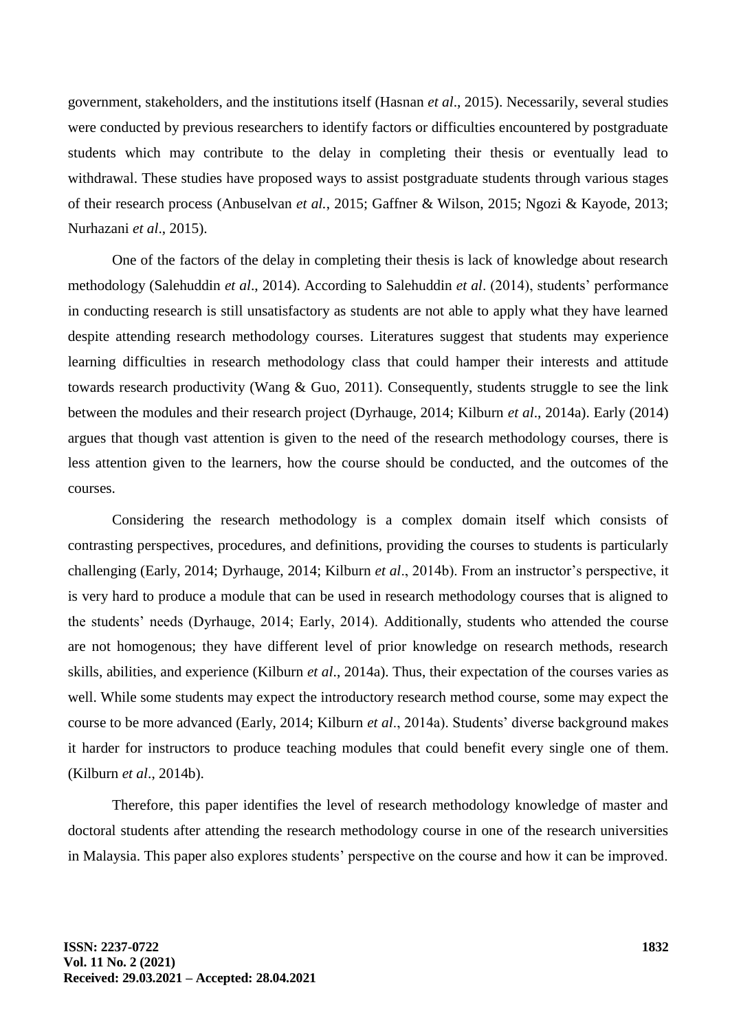government, stakeholders, and the institutions itself (Hasnan *et al*., 2015). Necessarily, several studies were conducted by previous researchers to identify factors or difficulties encountered by postgraduate students which may contribute to the delay in completing their thesis or eventually lead to withdrawal. These studies have proposed ways to assist postgraduate students through various stages of their research process (Anbuselvan *et al.*, 2015; Gaffner & Wilson, 2015; Ngozi & Kayode, 2013; Nurhazani *et al*., 2015).

One of the factors of the delay in completing their thesis is lack of knowledge about research methodology (Salehuddin *et al*., 2014). According to Salehuddin *et al*. (2014), students' performance in conducting research is still unsatisfactory as students are not able to apply what they have learned despite attending research methodology courses. Literatures suggest that students may experience learning difficulties in research methodology class that could hamper their interests and attitude towards research productivity (Wang & Guo, 2011). Consequently, students struggle to see the link between the modules and their research project (Dyrhauge, 2014; Kilburn *et al*., 2014a). Early (2014) argues that though vast attention is given to the need of the research methodology courses, there is less attention given to the learners, how the course should be conducted, and the outcomes of the courses.

Considering the research methodology is a complex domain itself which consists of contrasting perspectives, procedures, and definitions, providing the courses to students is particularly challenging (Early, 2014; Dyrhauge, 2014; Kilburn *et al*., 2014b). From an instructor's perspective, it is very hard to produce a module that can be used in research methodology courses that is aligned to the students' needs (Dyrhauge, 2014; Early, 2014). Additionally, students who attended the course are not homogenous; they have different level of prior knowledge on research methods, research skills, abilities, and experience (Kilburn *et al*., 2014a). Thus, their expectation of the courses varies as well. While some students may expect the introductory research method course, some may expect the course to be more advanced (Early, 2014; Kilburn *et al*., 2014a). Students' diverse background makes it harder for instructors to produce teaching modules that could benefit every single one of them. (Kilburn *et al*., 2014b).

Therefore, this paper identifies the level of research methodology knowledge of master and doctoral students after attending the research methodology course in one of the research universities in Malaysia. This paper also explores students' perspective on the course and how it can be improved.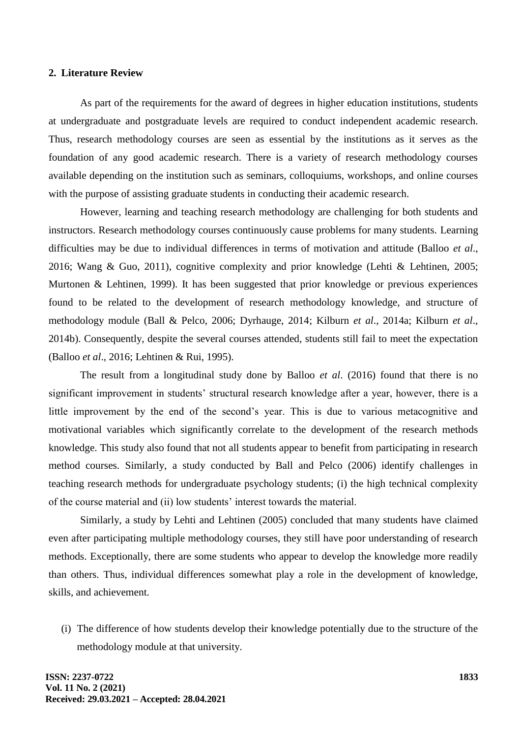## 2. Literature Review

As part of the requirements for the award of degrees in higher education institutions, students at undergraduate and postgraduate levels are required to conduct independent academic research. Thus, research methodology courses are seen as essential by the institutions as it serves as the foundation of any good academic research. There is a variety of research methodology courses available depending on the institution such as seminars, colloquiums, workshops, and online courses with the purpose of assisting graduate students in conducting their academic research.

However, learning and teaching research methodology are challenging for both students and instructors. Research methodology courses continuously cause problems for many students. Learning difficulties may be due to individual differences in terms of motivation and attitude (Balloo *et al*., 2016; Wang & Guo, 2011), cognitive complexity and prior knowledge (Lehti & Lehtinen, 2005; Murtonen & Lehtinen, 1999). It has been suggested that prior knowledge or previous experiences found to be related to the development of research methodology knowledge, and structure of methodology module (Ball & Pelco, 2006; Dyrhauge, 2014; Kilburn *et al*., 2014a; Kilburn *et al*., 2014b). Consequently, despite the several courses attended, students still fail to meet the expectation (Balloo *et al*., 2016; Lehtinen & Rui, 1995).

The result from a longitudinal study done by Balloo *et al*. (2016) found that there is no significant improvement in students' structural research knowledge after a year, however, there is a little improvement by the end of the second's year. This is due to various metacognitive and motivational variables which significantly correlate to the development of the research methods knowledge. This study also found that not all students appear to benefit from participating in research method courses. Similarly, a study conducted by Ball and Pelco (2006) identify challenges in teaching research methods for undergraduate psychology students; (i) the high technical complexity of the course material and (ii) low students' interest towards the material.

Similarly, a study by Lehti and Lehtinen (2005) concluded that many students have claimed even after participating multiple methodology courses, they still have poor understanding of research methods. Exceptionally, there are some students who appear to develop the knowledge more readily than others. Thus, individual differences somewhat play a role in the development of knowledge, skills, and achievement.

(i) The difference of how students develop their knowledge potentially due to the structure of the methodology module at that university.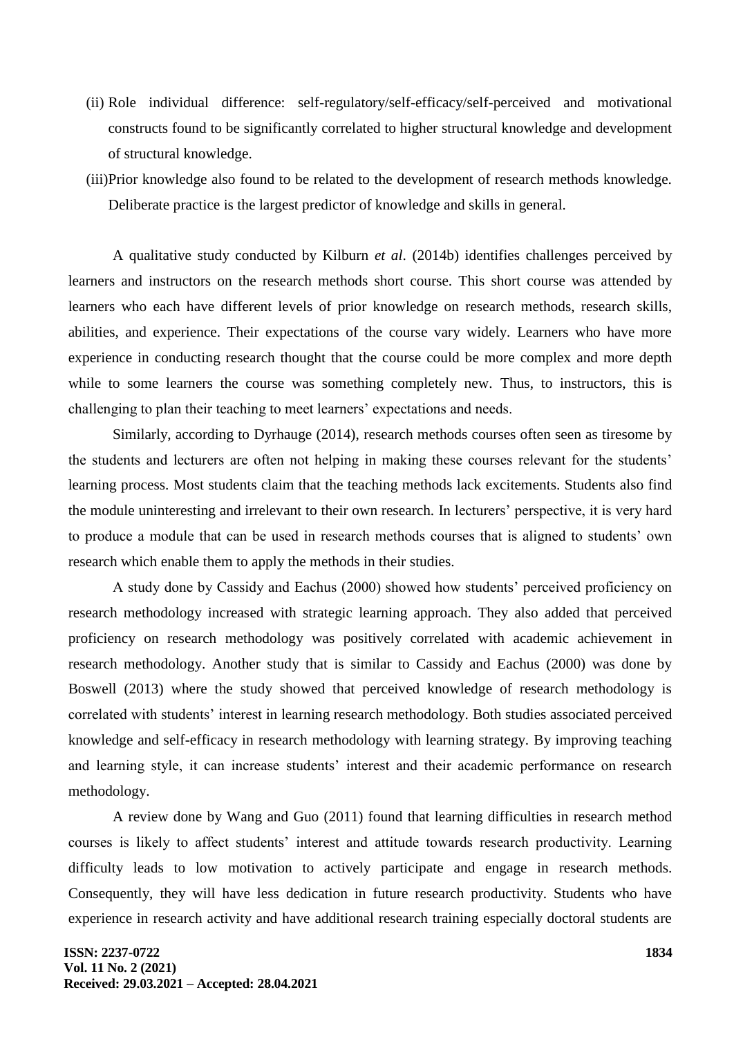(ii) Role individual difference: self-regulatory/self-efficacy/self-perceived and motivational constructs found to be significantly correlated to higher structural knowledge and development of structural knowledge.

(iii) Prior knowledge also found to be related to the development of research methods knowledge. Deliberate practice is the largest predictor of knowledge and skills in general.

A qualitative study conducted by Kilburn *et al*. (2014b) identifies challenges perceived by learners and instructors on the research methods short course. This short course was attended by learners who each have different levels of prior knowledge on research methods, research skills, abilities, and experience. Their expectations of the course vary widely. Learners who have more experience in conducting research thought that the course could be more complex and more depth while to some learners the course was something completely new. Thus, to instructors, this is challenging to plan their teaching to meet learners' expectations and needs.

Similarly, according to Dyrhauge (2014), research methods courses often seen as tiresome by the students and lecturers are often not helping in making these courses relevant for the students' learning process. Most students claim that the teaching methods lack excitements. Students also find the module uninteresting and irrelevant to their own research. In lecturers' perspective, it is very hard to produce a module that can be used in research methods courses that is aligned to students' own research which enable them to apply the methods in their studies.

A study done by Cassidy and Eachus (2000) showed how students' perceived proficiency on research methodology increased with strategic learning approach. They also added that perceived proficiency on research methodology was positively correlated with academic achievement in research methodology. Another study that is similar to Cassidy and Eachus (2000) was done by Boswell (2013) where the study showed that perceived knowledge of research methodology is correlated with students' interest in learning research methodology. Both studies associated perceived knowledge and self-efficacy in research methodology with learning strategy. By improving teaching and learning style, it can increase students' interest and their academic performance on research methodology.

A review done by Wang and Guo (2011) found that learning difficulties in research method courses is likely to affect students' interest and attitude towards research productivity. Learning difficulty leads to low motivation to actively participate and engage in research methods. Consequently, they will have less dedication in future research productivity. Students who have experience in research activity and have additional research training especially doctoral students are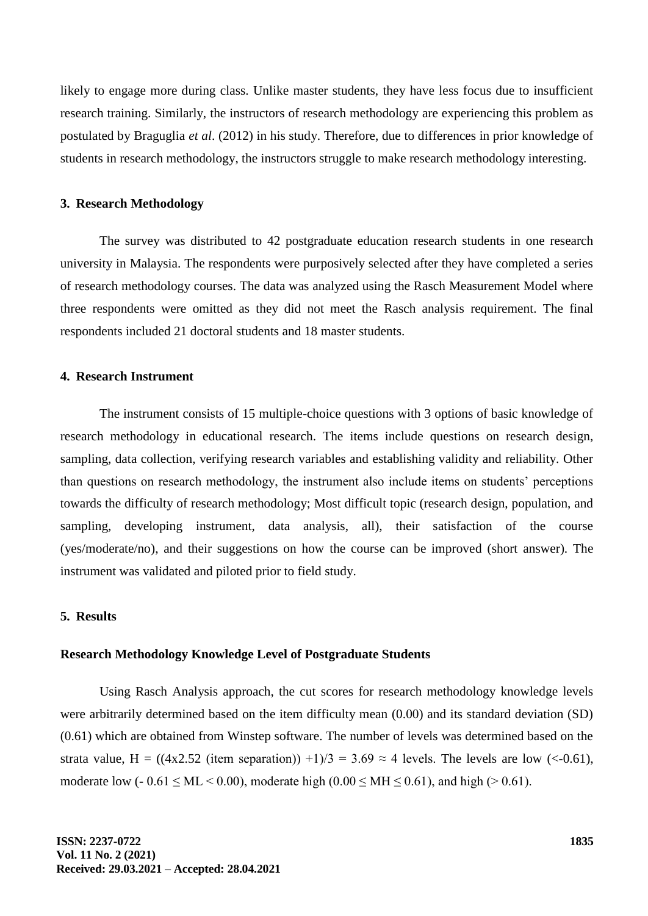likely to engage more during class. Unlike master students, they have less focus due to insufficient research training. Similarly, the instructors of research methodology are experiencing this problem as postulated by Braguglia *et al*. (2012) in his study. Therefore, due to differences in prior knowledge of students in research methodology, the instructors struggle to make research methodology interesting.

## 3. Research Methodology

The survey was distributed to 42 postgraduate education research students in one research university in Malaysia. The respondents were purposively selected after they have completed a series of research methodology courses. The data was analyzed using the Rasch Measurement Model where three respondents were omitted as they did not meet the Rasch analysis requirement. The final respondents included 21 doctoral students and 18 master students.

## 4. Research Instrument

The instrument consists of 15 multiple-choice questions with 3 options of basic knowledge of research methodology in educational research. The items include questions on research design, sampling, data collection, verifying research variables and establishing validity and reliability. Other than questions on research methodology, the instrument also include items on students' perceptions towards the difficulty of research methodology; Most difficult topic (research design, population, and sampling, developing instrument, data analysis, all), their satisfaction of the course (yes/moderate/no), and their suggestions on how the course can be improved (short answer). The instrument was validated and piloted prior to field study.

## 5. Results

### Research Methodology Knowledge Level of Postgraduate Students

Using Rasch Analysis approach, the cut scores for research methodology knowledge levels were arbitrarily determined based on the item difficulty mean (0.00) and its standard deviation (SD) (0.61) which are obtained from Winstep software. The number of levels was determined based on the strata value, $H = ((4 \times 2.52 \text{ (item separation)}) + 1)/3 = 3.69 \approx 4$ levels. The levels are low ($<-0.61$), moderate low ($-0.61 \leq ML < 0.00$), moderate high ($0.00 \leq MH \leq 0.61$), and high ($> 0.61$).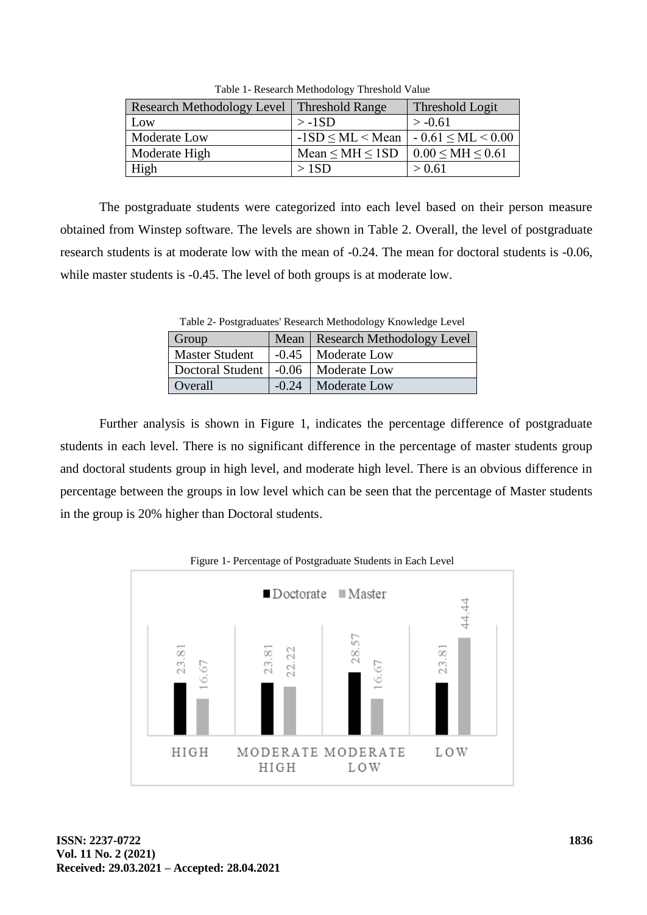Table 1- Research Methodology Threshold Value

| Research Methodology Level | Threshold Range | Threshold Logit |
|---|---|---|
| Low | > -1SD | > -0.61 |
| Moderate Low | -1SD ≤ ML < Mean | - 0.61 ≤ ML < 0.00 |
| Moderate High | Mean ≤ MH ≤ 1SD | 0.00 ≤ MH ≤ 0.61 |
| High | > 1SD | > 0.61 |

The postgraduate students were categorized into each level based on their person measure obtained from Winstep software. The levels are shown in Table 2. Overall, the level of postgraduate research students is at moderate low with the mean of -0.24. The mean for doctoral students is -0.06, while master students is -0.45. The level of both groups is at moderate low.

Table 2- Postgraduates' Research Methodology Knowledge Level

| Group | Mean | Research Methodology Level |
|---|---|---|
| Master Student | -0.45 | Moderate Low |
| Doctoral Student | -0.06 | Moderate Low |
| Overall | -0.24 | Moderate Low |

Further analysis is shown in Figure 1, indicates the percentage difference of postgraduate students in each level. There is no significant difference in the percentage of master students group and doctoral students group in high level, and moderate high level. There is an obvious difference in percentage between the groups in low level which can be seen that the percentage of Master students in the group is 20% higher than Doctoral students.

Figure 1- Percentage of Postgraduate Students in Each Level

| Level | Doctorate | Master |
|---|---|---|
| HIGH | 23.81 | 16.67 |
| MODERATE HIGH | 23.81 | 22.22 |
| MODERATE LOW | 28.57 | 16.67 |
| LOW | 23.81 | 44.44 |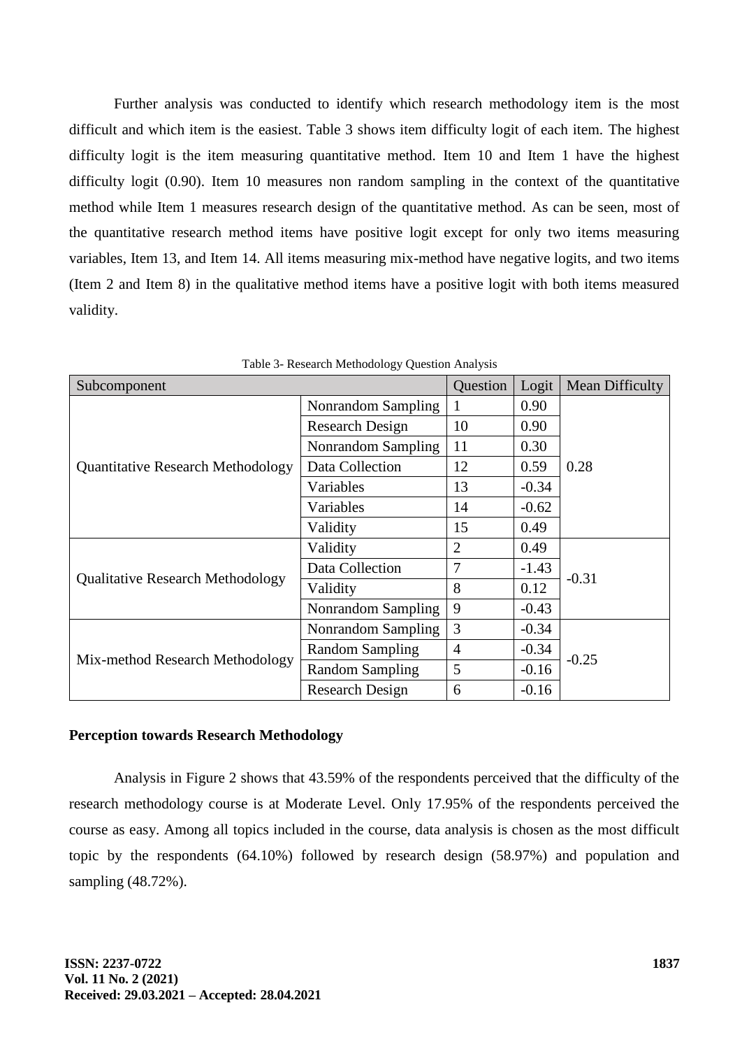Further analysis was conducted to identify which research methodology item is the most difficult and which item is the easiest. Table 3 shows item difficulty logit of each item. The highest difficulty logit is the item measuring quantitative method. Item 10 and Item 1 have the highest difficulty logit (0.90). Item 10 measures non random sampling in the context of the quantitative method while Item 1 measures research design of the quantitative method. As can be seen, most of the quantitative research method items have positive logit except for only two items measuring variables, Item 13, and Item 14. All items measuring mix-method have negative logits, and two items (Item 2 and Item 8) in the qualitative method items have a positive logit with both items measured validity.

Table 3- Research Methodology Question Analysis

| Subcomponent | | Question | Logit | Mean Difficulty |
|---|---|---|---|---|
| Quantitative Research Methodology | Nonrandom Sampling | 1 | 0.90 | 0.28 |
| | Research Design | 10 | 0.90 | |
| | Nonrandom Sampling | 11 | 0.30 | |
| | Data Collection | 12 | 0.59 | |
| | Variables | 13 | -0.34 | |
| | Variables | 14 | -0.62 | |
| | Validity | 15 | 0.49 | |
| Qualitative Research Methodology | Validity | 2 | 0.49 | -0.31 |
| | Data Collection | 7 | -1.43 | |
| | Validity | 8 | 0.12 | |
| | Nonrandom Sampling | 9 | -0.43 | |
| Mix-method Research Methodology | Nonrandom Sampling | 3 | -0.34 | -0.25 |
| | Random Sampling | 4 | -0.34 | |
| | Random Sampling | 5 | -0.16 | |
| | Research Design | 6 | -0.16 | |

**Perception towards Research Methodology**

Analysis in Figure 2 shows that 43.59% of the respondents perceived that the difficulty of the research methodology course is at Moderate Level. Only 17.95% of the respondents perceived the course as easy. Among all topics included in the course, data analysis is chosen as the most difficult topic by the respondents (64.10%) followed by research design (58.97%) and population and sampling (48.72%).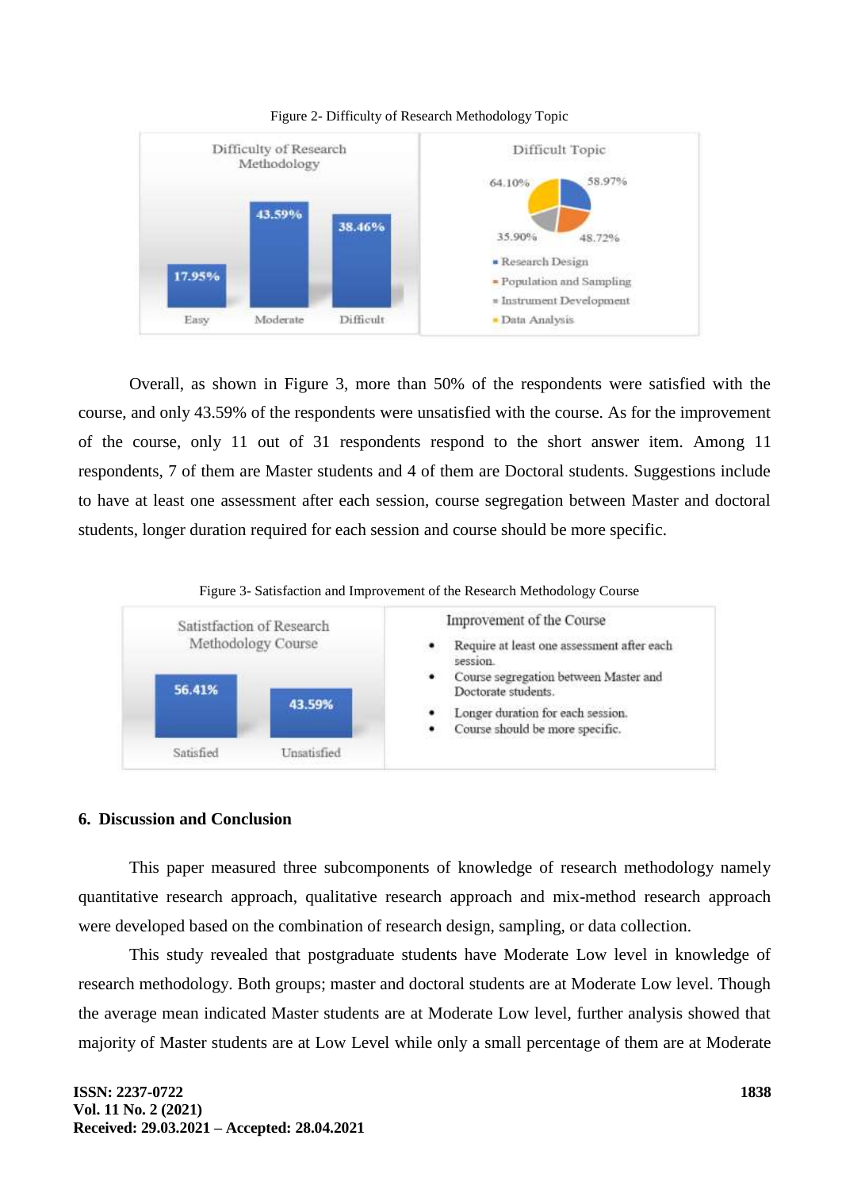Figure 2- Difficulty of Research Methodology Topic

Overall, as shown in Figure 3, more than 50% of the respondents were satisfied with the course, and only 43.59% of the respondents were unsatisfied with the course. As for the improvement of the course, only 11 out of 31 respondents respond to the short answer item. Among 11 respondents, 7 of them are Master students and 4 of them are Doctoral students. Suggestions include to have at least one assessment after each session, course segregation between Master and doctoral students, longer duration required for each session and course should be more specific.

Figure 3- Satisfaction and Improvement of the Research Methodology Course

## 6. Discussion and Conclusion

This paper measured three subcomponents of knowledge of research methodology namely quantitative research approach, qualitative research approach and mix-method research approach were developed based on the combination of research design, sampling, or data collection.

This study revealed that postgraduate students have Moderate Low level in knowledge of research methodology. Both groups; master and doctoral students are at Moderate Low level. Though the average mean indicated Master students are at Moderate Low level, further analysis showed that majority of Master students are at Low Level while only a small percentage of them are at Moderate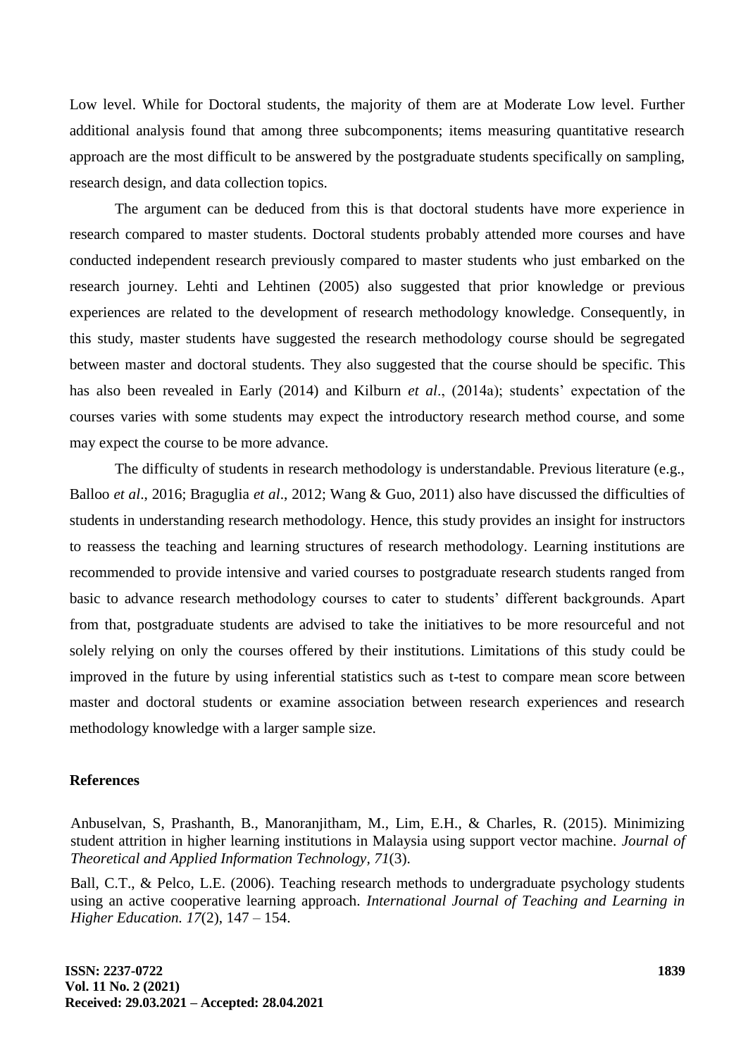Low level. While for Doctoral students, the majority of them are at Moderate Low level. Further additional analysis found that among three subcomponents; items measuring quantitative research approach are the most difficult to be answered by the postgraduate students specifically on sampling, research design, and data collection topics.

The argument can be deduced from this is that doctoral students have more experience in research compared to master students. Doctoral students probably attended more courses and have conducted independent research previously compared to master students who just embarked on the research journey. Lehti and Lehtinen (2005) also suggested that prior knowledge or previous experiences are related to the development of research methodology knowledge. Consequently, in this study, master students have suggested the research methodology course should be segregated between master and doctoral students. They also suggested that the course should be specific. This has also been revealed in Early (2014) and Kilburn *et al*., (2014a); students' expectation of the courses varies with some students may expect the introductory research method course, and some may expect the course to be more advance.

The difficulty of students in research methodology is understandable. Previous literature (e.g., Balloo *et al*., 2016; Braguglia *et al*., 2012; Wang & Guo, 2011) also have discussed the difficulties of students in understanding research methodology. Hence, this study provides an insight for instructors to reassess the teaching and learning structures of research methodology. Learning institutions are recommended to provide intensive and varied courses to postgraduate research students ranged from basic to advance research methodology courses to cater to students' different backgrounds. Apart from that, postgraduate students are advised to take the initiatives to be more resourceful and not solely relying on only the courses offered by their institutions. Limitations of this study could be improved in the future by using inferential statistics such as t-test to compare mean score between master and doctoral students or examine association between research experiences and research methodology knowledge with a larger sample size.

## References

Anbuselvan, S, Prashanth, B., Manoranjitham, M., Lim, E.H., & Charles, R. (2015). Minimizing student attrition in higher learning institutions in Malaysia using support vector machine. *Journal of Theoretical and Applied Information Technology, 71*(3).

Ball, C.T., & Pelco, L.E. (2006). Teaching research methods to undergraduate psychology students using an active cooperative learning approach. *International Journal of Teaching and Learning in Higher Education. 17*(2), 147 – 154.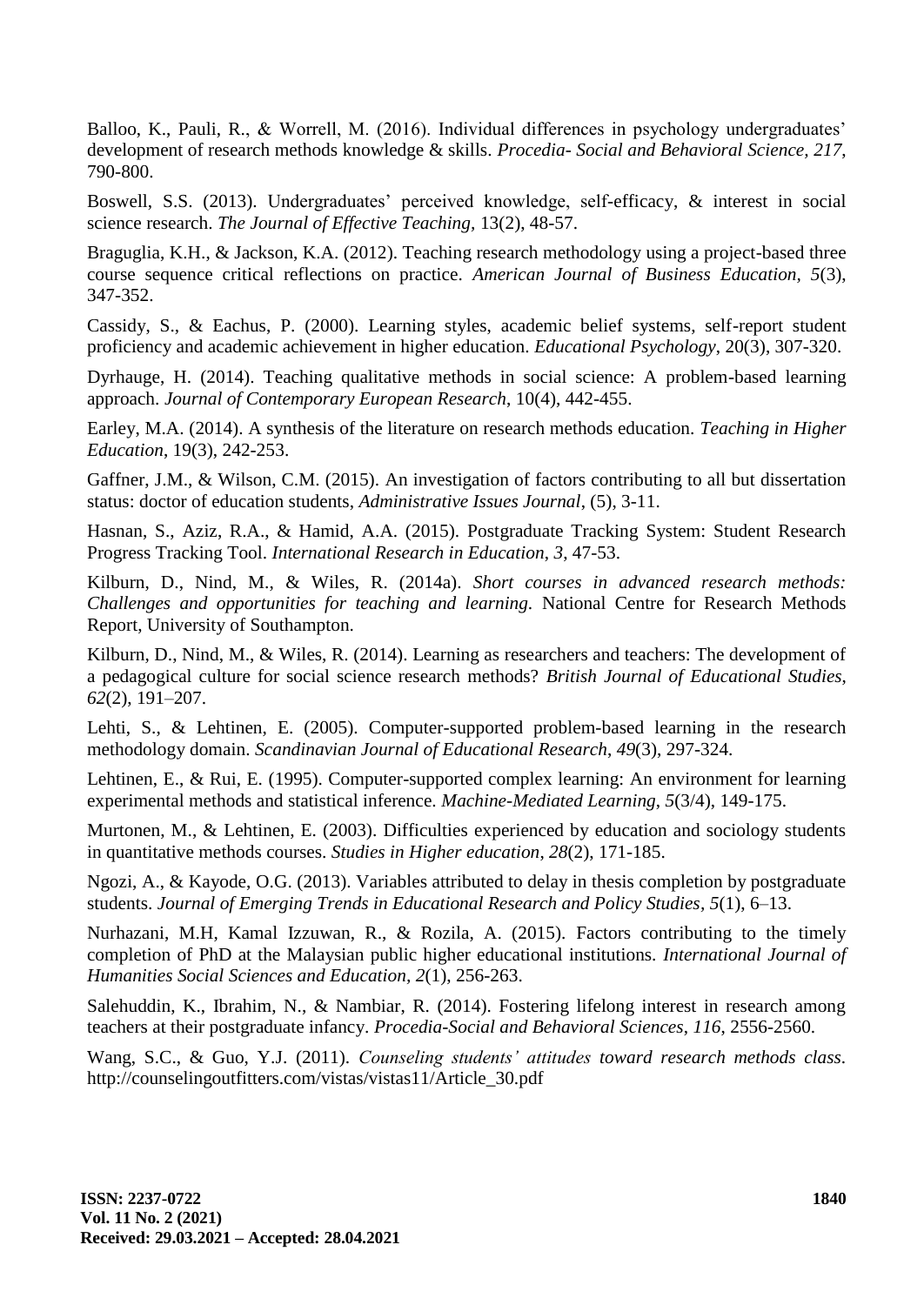Balloo, K., Pauli, R., & Worrell, M. (2016). Individual differences in psychology undergraduates' development of research methods knowledge & skills. *Procedia- Social and Behavioral Science, 217*, 790-800.

Boswell, S.S. (2013). Undergraduates' perceived knowledge, self-efficacy, & interest in social science research. *The Journal of Effective Teaching*, 13(2), 48-57.

Braguglia, K.H., & Jackson, K.A. (2012). Teaching research methodology using a project-based three course sequence critical reflections on practice. *American Journal of Business Education, 5*(3), 347-352.

Cassidy, S., & Eachus, P. (2000). Learning styles, academic belief systems, self-report student proficiency and academic achievement in higher education. *Educational Psychology*, 20(3), 307-320.

Dyrhauge, H. (2014). Teaching qualitative methods in social science: A problem-based learning approach. *Journal of Contemporary European Research*, 10(4), 442-455.

Earley, M.A. (2014). A synthesis of the literature on research methods education. *Teaching in Higher Education*, 19(3), 242-253.

Gaffner, J.M., & Wilson, C.M. (2015). An investigation of factors contributing to all but dissertation status: doctor of education students, *Administrative Issues Journal*, (5), 3-11.

Hasnan, S., Aziz, R.A., & Hamid, A.A. (2015). Postgraduate Tracking System: Student Research Progress Tracking Tool. *International Research in Education*, *3*, 47-53.

Kilburn, D., Nind, M., & Wiles, R. (2014a). *Short courses in advanced research methods: Challenges and opportunities for teaching and learning*. National Centre for Research Methods Report, University of Southampton.

Kilburn, D., Nind, M., & Wiles, R. (2014). Learning as researchers and teachers: The development of a pedagogical culture for social science research methods? *British Journal of Educational Studies*, *62*(2), 191–207.

Lehti, S., & Lehtinen, E. (2005). Computer-supported problem-based learning in the research methodology domain. *Scandinavian Journal of Educational Research*, *49*(3), 297-324.

Lehtinen, E., & Rui, E. (1995). Computer-supported complex learning: An environment for learning experimental methods and statistical inference. *Machine-Mediated Learning*, *5*(3/4), 149-175.

Murtonen, M., & Lehtinen, E. (2003). Difficulties experienced by education and sociology students in quantitative methods courses. *Studies in Higher education*, *28*(2), 171-185.

Ngozi, A., & Kayode, O.G. (2013). Variables attributed to delay in thesis completion by postgraduate students. *Journal of Emerging Trends in Educational Research and Policy Studies*, *5*(1), 6–13.

Nurhazani, M.H, Kamal Izzuwan, R., & Rozila, A. (2015). Factors contributing to the timely completion of PhD at the Malaysian public higher educational institutions. *International Journal of Humanities Social Sciences and Education, 2*(1), 256-263.

Salehuddin, K., Ibrahim, N., & Nambiar, R. (2014). Fostering lifelong interest in research among teachers at their postgraduate infancy. *Procedia-Social and Behavioral Sciences*, *116*, 2556-2560.

Wang, S.C., & Guo, Y.J. (2011). *Counseling students' attitudes toward research methods class*. http://counselingoutfitters.com/vistas/vistas11/Article_30.pdf